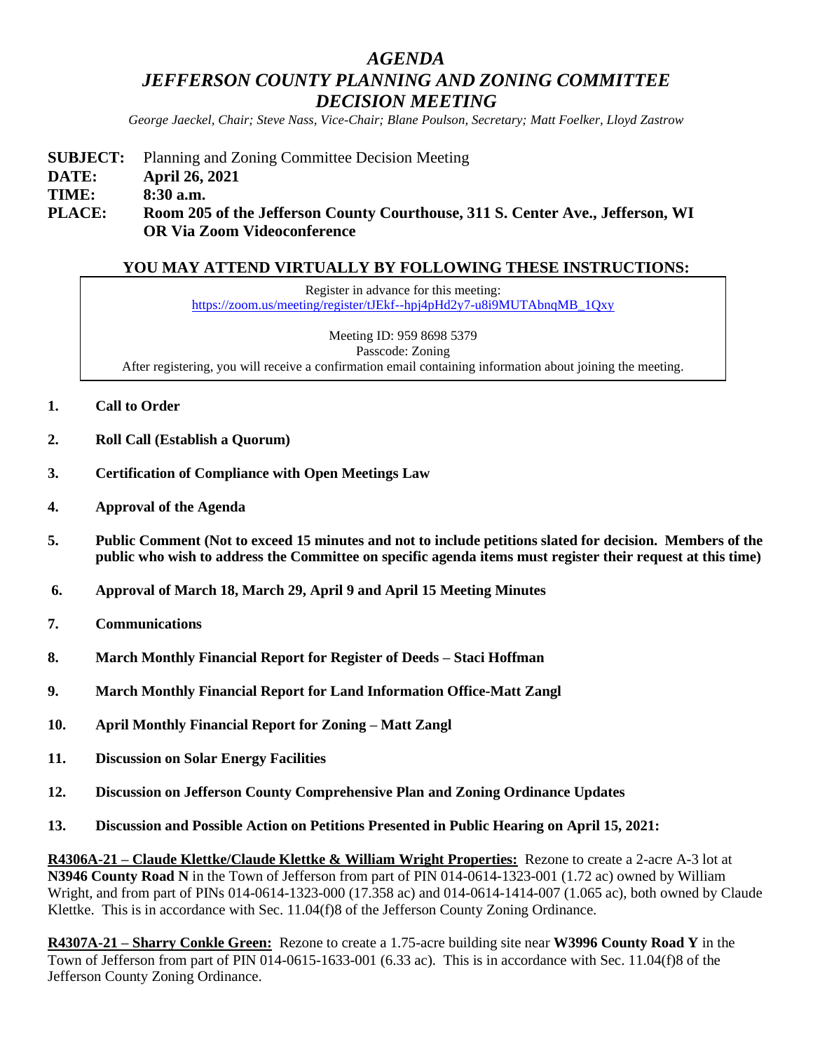# *AGENDA*
# *JEFFERSON COUNTY PLANNING AND ZONING COMMITTEE DECISION MEETING*

*George Jaeckel, Chair; Steve Nass, Vice-Chair; Blane Poulson, Secretary; Matt Foelker, Lloyd Zastrow*

**SUBJECT:** Planning and Zoning Committee Decision Meeting
**DATE:** **April 26, 2021**
**TIME:** **8:30 a.m.**
**PLACE:** **Room 205 of the Jefferson County Courthouse, 311 S. Center Ave., Jefferson, WI OR Via Zoom Videoconference**

## YOU MAY ATTEND VIRTUALLY BY FOLLOWING THESE INSTRUCTIONS:

Register in advance for this meeting:
https://zoom.us/meeting/register/tJEkf--hpj4pHd2y7-u8i9MUTAbnqMB_1Qxy

Meeting ID: 959 8698 5379
Passcode: Zoning
After registering, you will receive a confirmation email containing information about joining the meeting.

1. **Call to Order**
2. **Roll Call (Establish a Quorum)**
3. **Certification of Compliance with Open Meetings Law**
4. **Approval of the Agenda**
5. **Public Comment (Not to exceed 15 minutes and not to include petitions slated for decision. Members of the public who wish to address the Committee on specific agenda items must register their request at this time)**
6. **Approval of March 18, March 29, April 9 and April 15 Meeting Minutes**
7. **Communications**
8. **March Monthly Financial Report for Register of Deeds – Staci Hoffman**
9. **March Monthly Financial Report for Land Information Office-Matt Zangl**
10. **April Monthly Financial Report for Zoning – Matt Zangl**
11. **Discussion on Solar Energy Facilities**
12. **Discussion on Jefferson County Comprehensive Plan and Zoning Ordinance Updates**
13. **Discussion and Possible Action on Petitions Presented in Public Hearing on April 15, 2021:**

**R4306A-21 – Claude Klettke/Claude Klettke & William Wright Properties:** Rezone to create a 2-acre A-3 lot at **N3946 County Road N** in the Town of Jefferson from part of PIN 014-0614-1323-001 (1.72 ac) owned by William Wright, and from part of PINs 014-0614-1323-000 (17.358 ac) and 014-0614-1414-007 (1.065 ac), both owned by Claude Klettke. This is in accordance with Sec. 11.04(f)8 of the Jefferson County Zoning Ordinance.

**R4307A-21 – Sharry Conkle Green:** Rezone to create a 1.75-acre building site near **W3996 County Road Y** in the Town of Jefferson from part of PIN 014-0615-1633-001 (6.33 ac). This is in accordance with Sec. 11.04(f)8 of the Jefferson County Zoning Ordinance.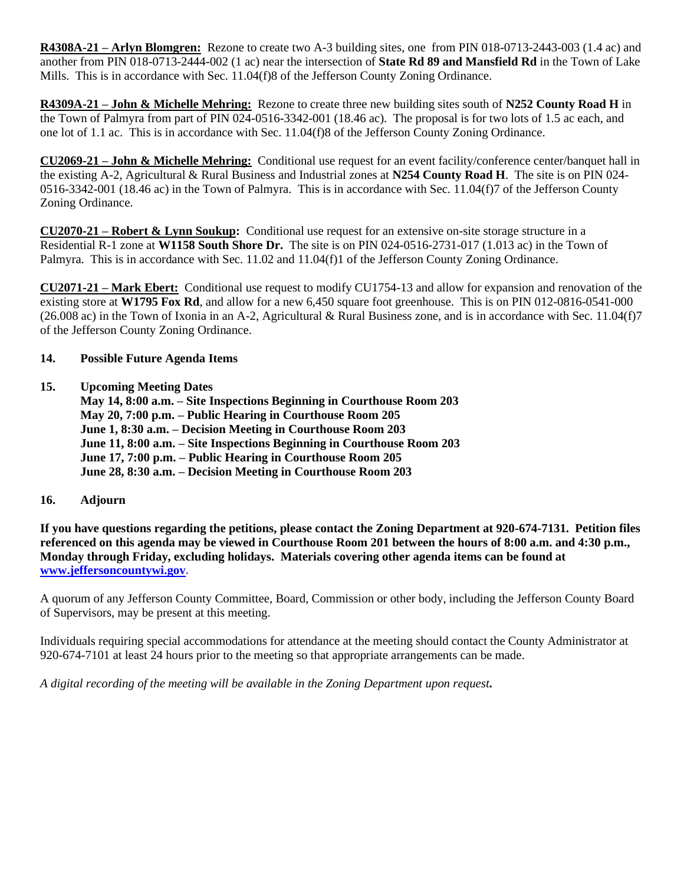**R4308A-21 – Arlyn Blomgren:** Rezone to create two A-3 building sites, one from PIN 018-0713-2443-003 (1.4 ac) and another from PIN 018-0713-2444-002 (1 ac) near the intersection of **State Rd 89 and Mansfield Rd** in the Town of Lake Mills. This is in accordance with Sec. 11.04(f)8 of the Jefferson County Zoning Ordinance.

**R4309A-21 – John & Michelle Mehring:** Rezone to create three new building sites south of **N252 County Road H** in the Town of Palmyra from part of PIN 024-0516-3342-001 (18.46 ac). The proposal is for two lots of 1.5 ac each, and one lot of 1.1 ac. This is in accordance with Sec. 11.04(f)8 of the Jefferson County Zoning Ordinance.

**CU2069-21 – John & Michelle Mehring:** Conditional use request for an event facility/conference center/banquet hall in the existing A-2, Agricultural & Rural Business and Industrial zones at **N254 County Road H**. The site is on PIN 024-0516-3342-001 (18.46 ac) in the Town of Palmyra. This is in accordance with Sec. 11.04(f)7 of the Jefferson County Zoning Ordinance.

**CU2070-21 – Robert & Lynn Soukup:** Conditional use request for an extensive on-site storage structure in a Residential R-1 zone at **W1158 South Shore Dr.** The site is on PIN 024-0516-2731-017 (1.013 ac) in the Town of Palmyra. This is in accordance with Sec. 11.02 and 11.04(f)1 of the Jefferson County Zoning Ordinance.

**CU2071-21 – Mark Ebert:** Conditional use request to modify CU1754-13 and allow for expansion and renovation of the existing store at **W1795 Fox Rd**, and allow for a new 6,450 square foot greenhouse. This is on PIN 012-0816-0541-000 (26.008 ac) in the Town of Ixonia in an A-2, Agricultural & Rural Business zone, and is in accordance with Sec. 11.04(f)7 of the Jefferson County Zoning Ordinance.

**14. Possible Future Agenda Items**

**15. Upcoming Meeting Dates**

**May 14, 8:00 a.m. – Site Inspections Beginning in Courthouse Room 203**
**May 20, 7:00 p.m. – Public Hearing in Courthouse Room 205**
**June 1, 8:30 a.m. – Decision Meeting in Courthouse Room 203**
**June 11, 8:00 a.m. – Site Inspections Beginning in Courthouse Room 203**
**June 17, 7:00 p.m. – Public Hearing in Courthouse Room 205**
**June 28, 8:30 a.m. – Decision Meeting in Courthouse Room 203**

**16. Adjourn**

**If you have questions regarding the petitions, please contact the Zoning Department at 920-674-7131. Petition files referenced on this agenda may be viewed in Courthouse Room 201 between the hours of 8:00 a.m. and 4:30 p.m., Monday through Friday, excluding holidays. Materials covering other agenda items can be found at www.jeffersoncountywi.gov.**

A quorum of any Jefferson County Committee, Board, Commission or other body, including the Jefferson County Board of Supervisors, may be present at this meeting.

Individuals requiring special accommodations for attendance at the meeting should contact the County Administrator at 920-674-7101 at least 24 hours prior to the meeting so that appropriate arrangements can be made.

*A digital recording of the meeting will be available in the Zoning Department upon request.*